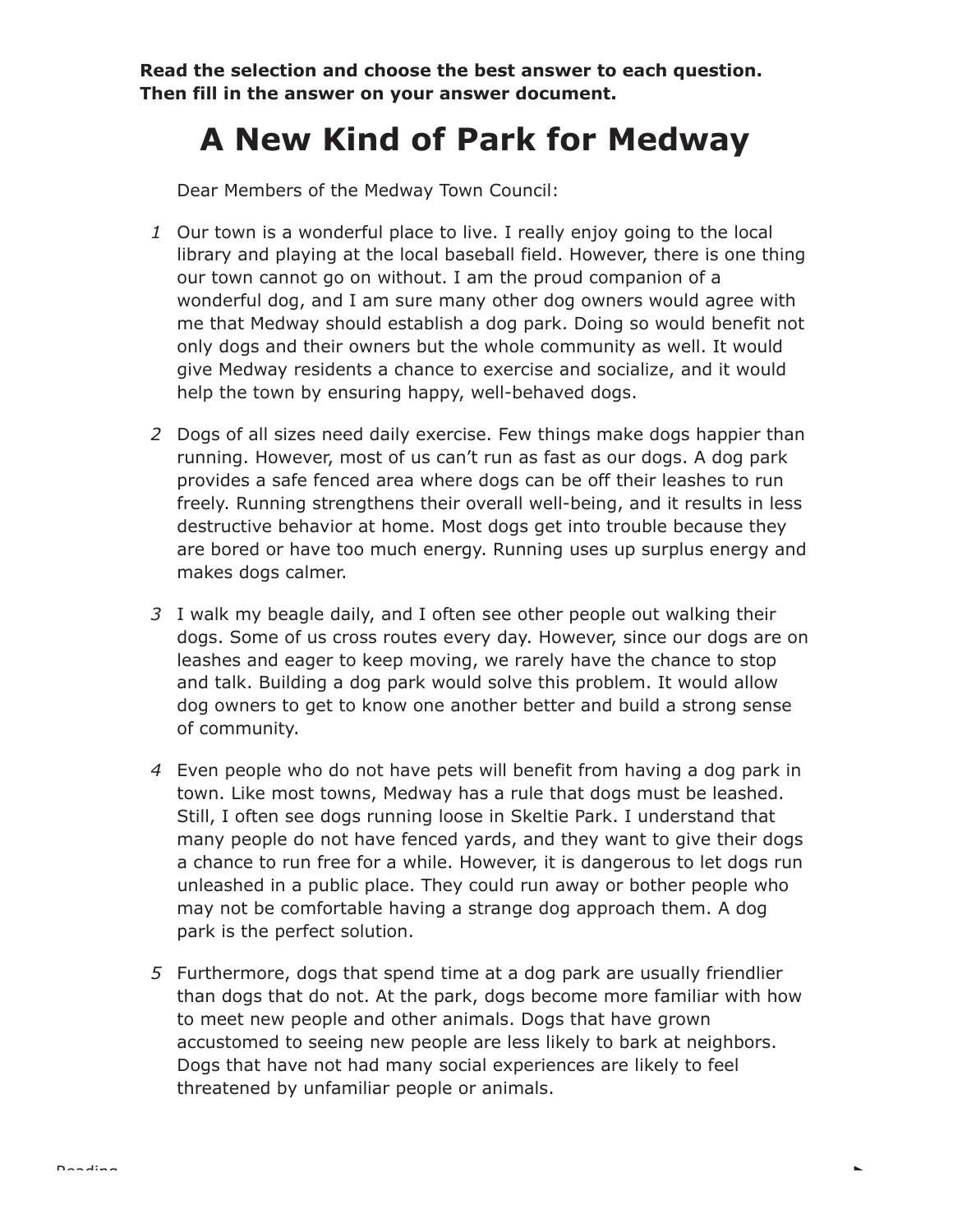**Read the selection and choose the best answer to each question. Then fill in the answer on your answer document.**

# A New Kind of Park for Medway

Dear Members of the Medway Town Council:

1 Our town is a wonderful place to live. I really enjoy going to the local library and playing at the local baseball field. However, there is one thing our town cannot go on without. I am the proud companion of a wonderful dog, and I am sure many other dog owners would agree with me that Medway should establish a dog park. Doing so would benefit not only dogs and their owners but the whole community as well. It would give Medway residents a chance to exercise and socialize, and it would help the town by ensuring happy, well-behaved dogs.

2 Dogs of all sizes need daily exercise. Few things make dogs happier than running. However, most of us can't run as fast as our dogs. A dog park provides a safe fenced area where dogs can be off their leashes to run freely. Running strengthens their overall well-being, and it results in less destructive behavior at home. Most dogs get into trouble because they are bored or have too much energy. Running uses up surplus energy and makes dogs calmer.

3 I walk my beagle daily, and I often see other people out walking their dogs. Some of us cross routes every day. However, since our dogs are on leashes and eager to keep moving, we rarely have the chance to stop and talk. Building a dog park would solve this problem. It would allow dog owners to get to know one another better and build a strong sense of community.

4 Even people who do not have pets will benefit from having a dog park in town. Like most towns, Medway has a rule that dogs must be leashed. Still, I often see dogs running loose in Skeltie Park. I understand that many people do not have fenced yards, and they want to give their dogs a chance to run free for a while. However, it is dangerous to let dogs run unleashed in a public place. They could run away or bother people who may not be comfortable having a strange dog approach them. A dog park is the perfect solution.

5 Furthermore, dogs that spend time at a dog park are usually friendlier than dogs that do not. At the park, dogs become more familiar with how to meet new people and other animals. Dogs that have grown accustomed to seeing new people are less likely to bark at neighbors. Dogs that have not had many social experiences are likely to feel threatened by unfamiliar people or animals.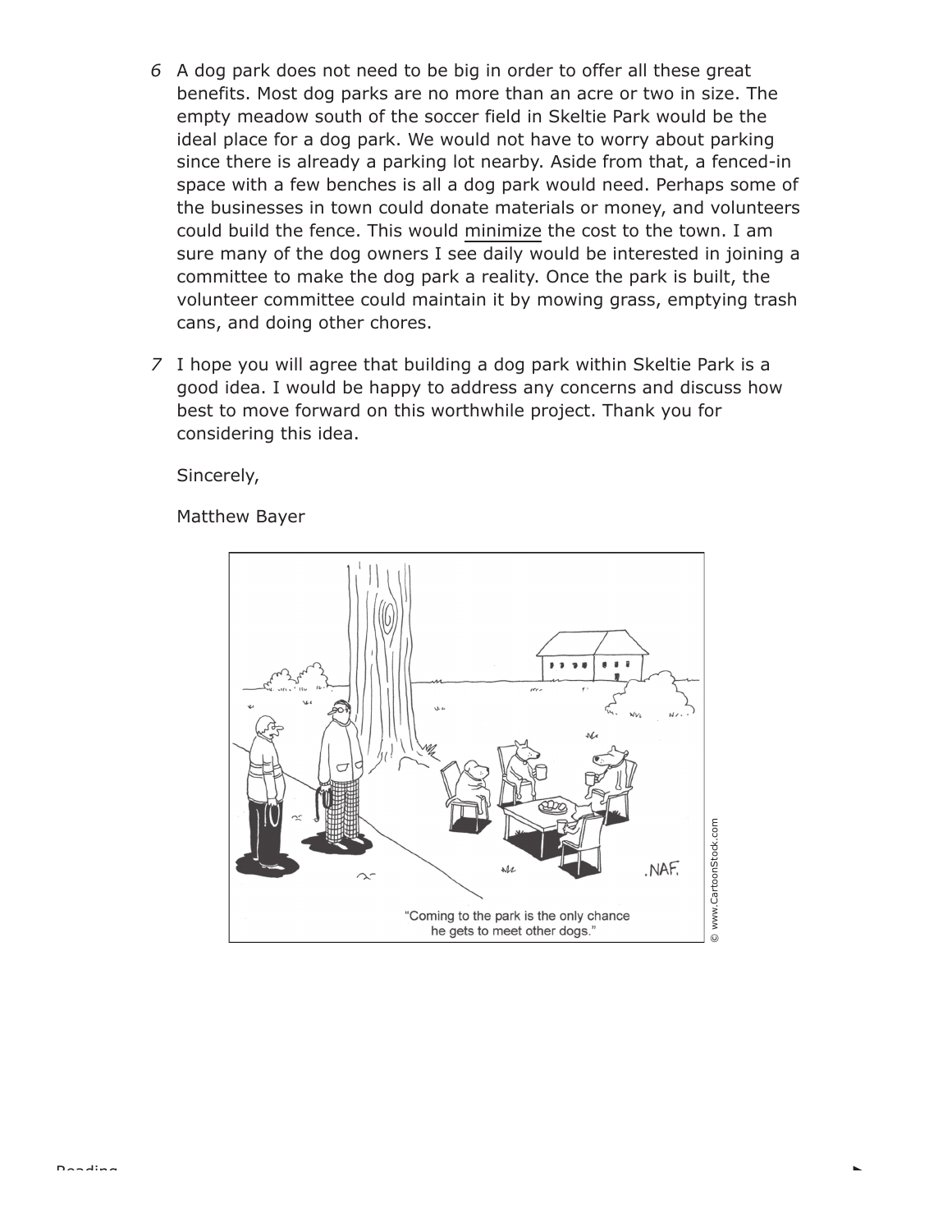6 A dog park does not need to be big in order to offer all these great benefits. Most dog parks are no more than an acre or two in size. The empty meadow south of the soccer field in Skeltie Park would be the ideal place for a dog park. We would not have to worry about parking since there is already a parking lot nearby. Aside from that, a fenced-in space with a few benches is all a dog park would need. Perhaps some of the businesses in town could donate materials or money, and volunteers could build the fence. This would <u>minimize</u> the cost to the town. I am sure many of the dog owners I see daily would be interested in joining a committee to make the dog park a reality. Once the park is built, the volunteer committee could maintain it by mowing grass, emptying trash cans, and doing other chores.

7 I hope you will agree that building a dog park within Skeltie Park is a good idea. I would be happy to address any concerns and discuss how best to move forward on this worthwhile project. Thank you for considering this idea.

Sincerely,

Matthew Bayer

"Coming to the park is the only chance he gets to meet other dogs."

© www.CartoonStock.com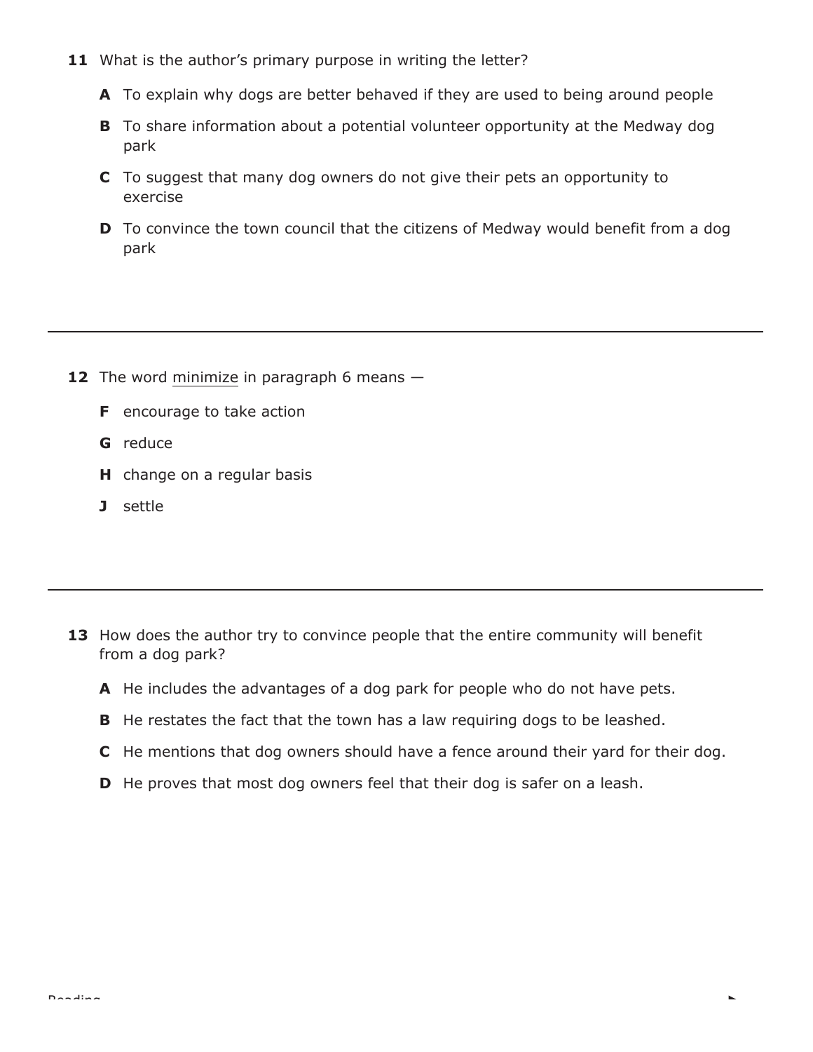**11** What is the author's primary purpose in writing the letter?

**A** To explain why dogs are better behaved if they are used to being around people

**B** To share information about a potential volunteer opportunity at the Medway dog park

**C** To suggest that many dog owners do not give their pets an opportunity to exercise

**D** To convince the town council that the citizens of Medway would benefit from a dog park

---

**12** The word minimize in paragraph 6 means —

**F** encourage to take action

**G** reduce

**H** change on a regular basis

**J** settle

---

**13** How does the author try to convince people that the entire community will benefit from a dog park?

**A** He includes the advantages of a dog park for people who do not have pets.

**B** He restates the fact that the town has a law requiring dogs to be leashed.

**C** He mentions that dog owners should have a fence around their yard for their dog.

**D** He proves that most dog owners feel that their dog is safer on a leash.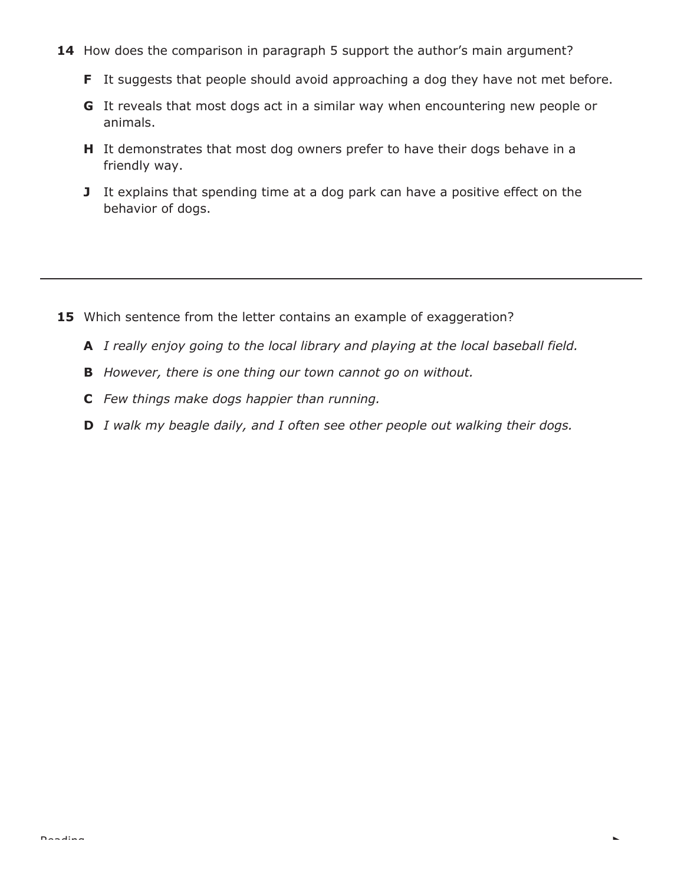**14** How does the comparison in paragraph 5 support the author's main argument?

**F** It suggests that people should avoid approaching a dog they have not met before.

**G** It reveals that most dogs act in a similar way when encountering new people or animals.

**H** It demonstrates that most dog owners prefer to have their dogs behave in a friendly way.

**J** It explains that spending time at a dog park can have a positive effect on the behavior of dogs.

---

**15** Which sentence from the letter contains an example of exaggeration?

**A** *I really enjoy going to the local library and playing at the local baseball field.*

**B** *However, there is one thing our town cannot go on without.*

**C** *Few things make dogs happier than running.*

**D** *I walk my beagle daily, and I often see other people out walking their dogs.*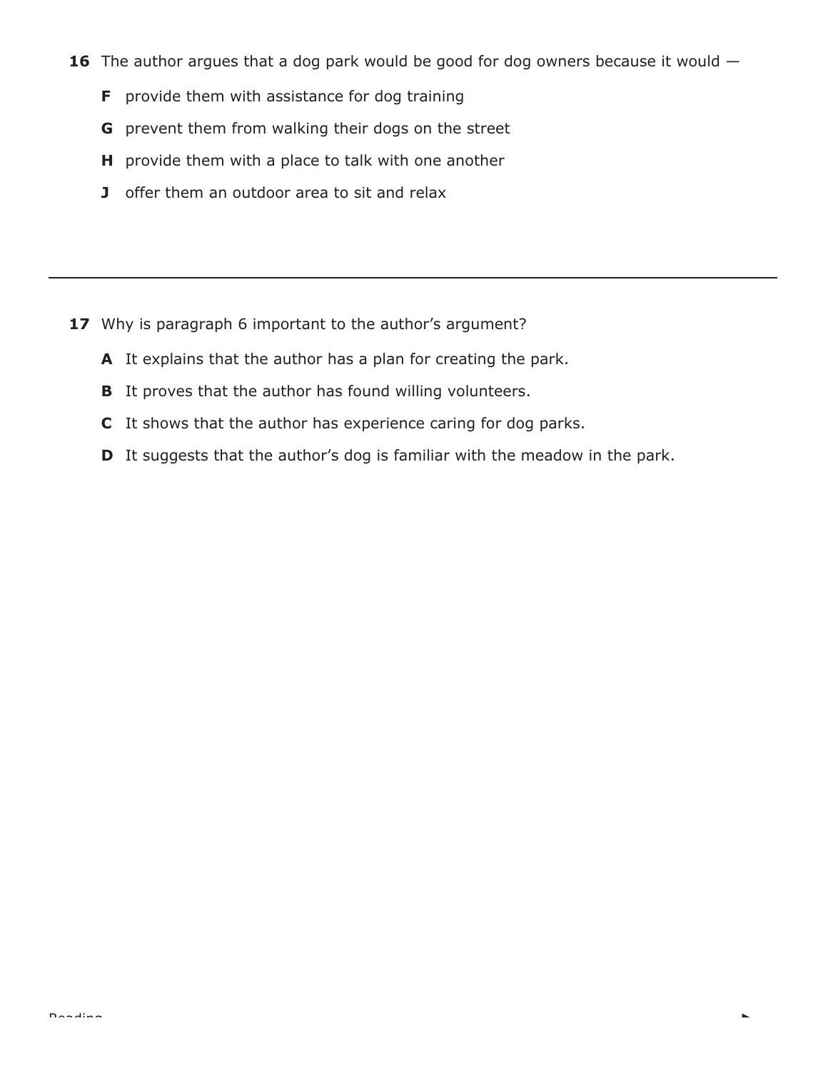**16** The author argues that a dog park would be good for dog owners because it would —

**F** provide them with assistance for dog training

**G** prevent them from walking their dogs on the street

**H** provide them with a place to talk with one another

**J** offer them an outdoor area to sit and relax

---

**17** Why is paragraph 6 important to the author's argument?

**A** It explains that the author has a plan for creating the park.

**B** It proves that the author has found willing volunteers.

**C** It shows that the author has experience caring for dog parks.

**D** It suggests that the author's dog is familiar with the meadow in the park.